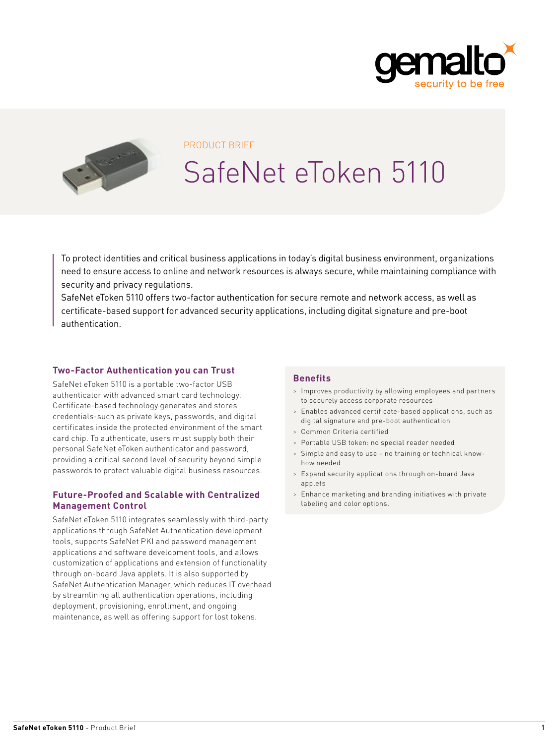PRODUCT BRIEF

# SafeNet eToken 5110

To protect identities and critical business applications in today's digital business environment, organizations need to ensure access to online and network resources is always secure, while maintaining compliance with security and privacy regulations.

SafeNet eToken 5110 offers two-factor authentication for secure remote and network access, as well as certificate-based support for advanced security applications, including digital signature and pre-boot authentication.

## Two-Factor Authentication you can Trust

SafeNet eToken 5110 is a portable two-factor USB authenticator with advanced smart card technology. Certificate-based technology generates and stores credentials-such as private keys, passwords, and digital certificates inside the protected environment of the smart card chip. To authenticate, users must supply both their personal SafeNet eToken authenticator and password, providing a critical second level of security beyond simple passwords to protect valuable digital business resources.

## Future-Proofed and Scalable with Centralized Management Control

SafeNet eToken 5110 integrates seamlessly with third-party applications through SafeNet Authentication development tools, supports SafeNet PKI and password management applications and software development tools, and allows customization of applications and extension of functionality through on-board Java applets. It is also supported by SafeNet Authentication Manager, which reduces IT overhead by streamlining all authentication operations, including deployment, provisioning, enrollment, and ongoing maintenance, as well as offering support for lost tokens.

## Benefits

- Improves productivity by allowing employees and partners to securely access corporate resources
- Enables advanced certificate-based applications, such as digital signature and pre-boot authentication
- Common Criteria certified
- Portable USB token: no special reader needed
- Simple and easy to use – no training or technical know-how needed
- Expand security applications through on-board Java applets
- Enhance marketing and branding initiatives with private labeling and color options.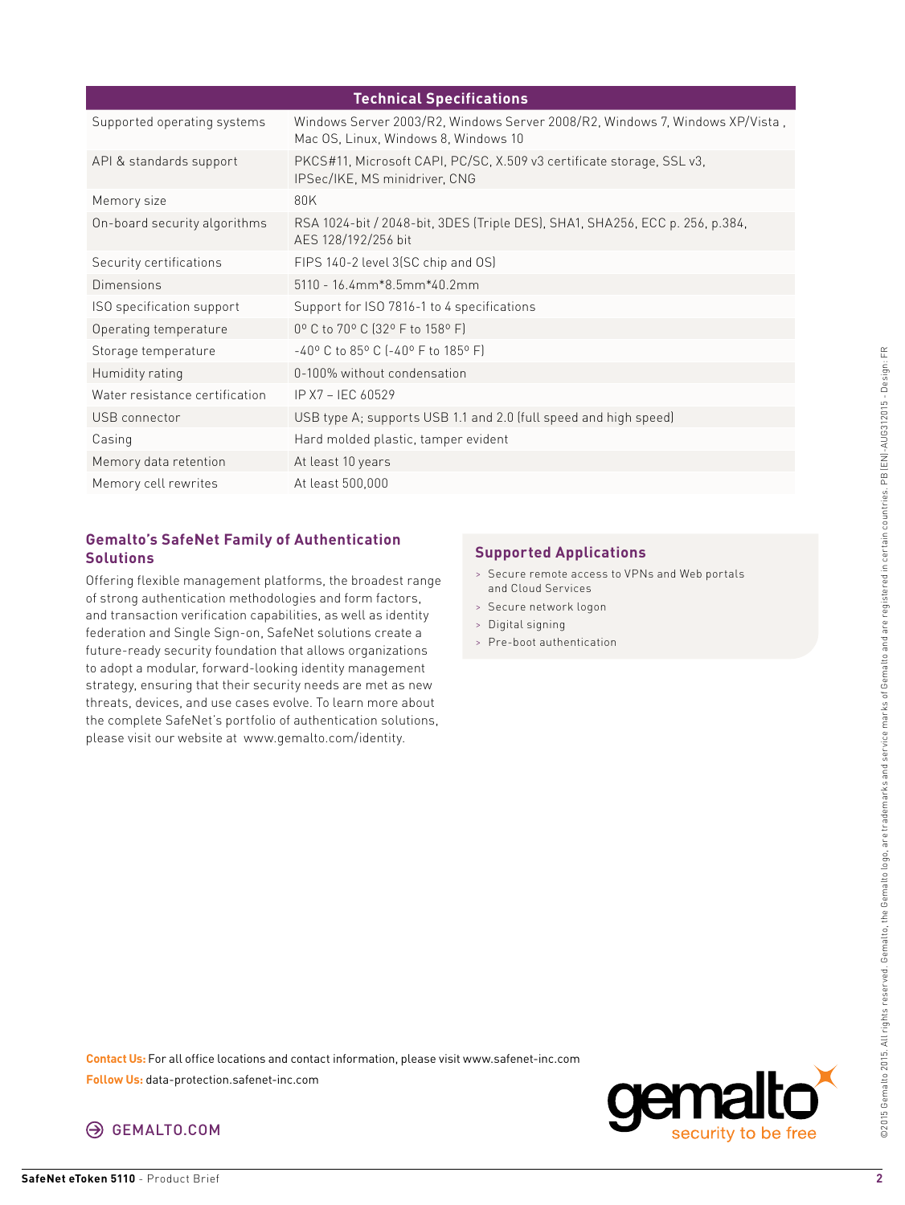| Technical Specifications | |
|---|---|
| Supported operating systems | Windows Server 2003/R2, Windows Server 2008/R2, Windows 7, Windows XP/Vista , Mac OS, Linux, Windows 8, Windows 10 |
| API & standards support | PKCS#11, Microsoft CAPI, PC/SC, X.509 v3 certificate storage, SSL v3, IPSec/IKE, MS minidriver, CNG |
| Memory size | 80K |
| On-board security algorithms | RSA 1024-bit / 2048-bit, 3DES (Triple DES), SHA1, SHA256, ECC p. 256, p.384, AES 128/192/256 bit |
| Security certifications | FIPS 140-2 level 3(SC chip and OS) |
| Dimensions | 5110 - 16.4mm*8.5mm*40.2mm |
| ISO specification support | Support for ISO 7816-1 to 4 specifications |
| Operating temperature | 0º C to 70º C (32º F to 158º F) |
| Storage temperature | -40º C to 85º C (-40º F to 185º F) |
| Humidity rating | 0-100% without condensation |
| Water resistance certification | IP X7 – IEC 60529 |
| USB connector | USB type A; supports USB 1.1 and 2.0 (full speed and high speed) |
| Casing | Hard molded plastic, tamper evident |
| Memory data retention | At least 10 years |
| Memory cell rewrites | At least 500,000 |

## Gemalto's SafeNet Family of Authentication Solutions

Offering flexible management platforms, the broadest range of strong authentication methodologies and form factors, and transaction verification capabilities, as well as identity federation and Single Sign-on, SafeNet solutions create a future-ready security foundation that allows organizations to adopt a modular, forward-looking identity management strategy, ensuring that their security needs are met as new threats, devices, and use cases evolve. To learn more about the complete SafeNet's portfolio of authentication solutions, please visit our website at www.gemalto.com/identity.

## Supported Applications

- Secure remote access to VPNs and Web portals and Cloud Services
- Secure network logon
- Digital signing
- Pre-boot authentication

**Contact Us:** For all office locations and contact information, please visit www.safenet-inc.com

**Follow Us:** data-protection.safenet-inc.com

GEMALTO.COM

gemalto security to be free

©2015 Gemalto 2015. All rights reserved. Gemalto, the Gemalto logo, are trademarks and service marks of Gemalto and are registered in certain countries. PB (EN)-AUG312015 - Design: FR